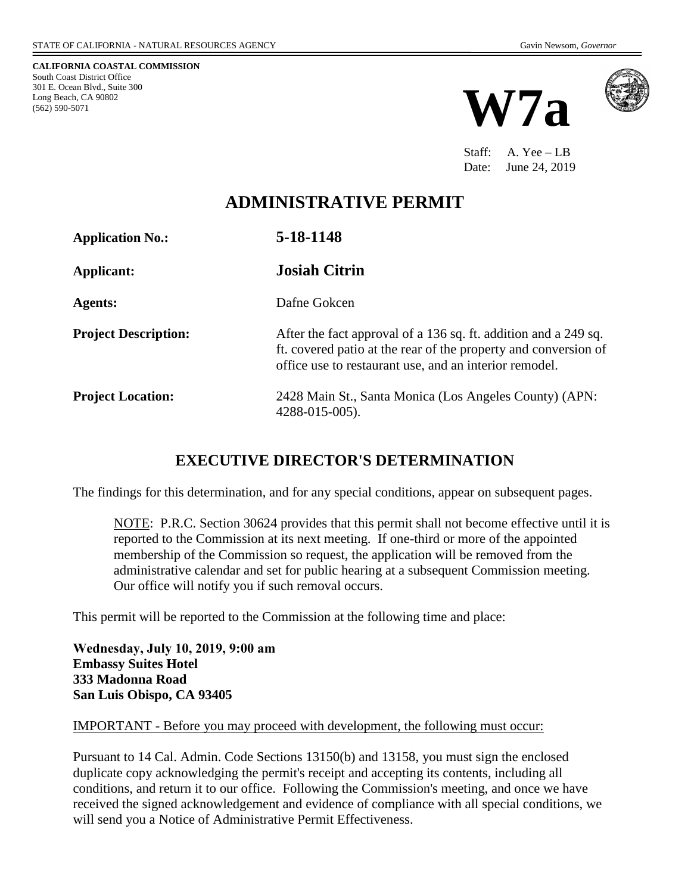STATE OF CALIFORNIA - NATURAL RESOURCES AGENCY — Gavin Newsom, *Governor*

**CALIFORNIA COASTAL COMMISSION**
South Coast District Office
301 E. Ocean Blvd., Suite 300
Long Beach, CA 90802
(562) 590-5071

# W7a

Staff: A. Yee – LB
Date: June 24, 2019

## ADMINISTRATIVE PERMIT

| | |
|---|---|
| **Application No.:** | **5-18-1148** |
| **Applicant:** | **Josiah Citrin** |
| **Agents:** | Dafne Gokcen |
| **Project Description:** | After the fact approval of a 136 sq. ft. addition and a 249 sq. ft. covered patio at the rear of the property and conversion of office use to restaurant use, and an interior remodel. |
| **Project Location:** | 2428 Main St., Santa Monica (Los Angeles County) (APN: 4288-015-005). |

## EXECUTIVE DIRECTOR'S DETERMINATION

The findings for this determination, and for any special conditions, appear on subsequent pages.

NOTE: P.R.C. Section 30624 provides that this permit shall not become effective until it is reported to the Commission at its next meeting. If one-third or more of the appointed membership of the Commission so request, the application will be removed from the administrative calendar and set for public hearing at a subsequent Commission meeting. Our office will notify you if such removal occurs.

This permit will be reported to the Commission at the following time and place:

**Wednesday, July 10, 2019, 9:00 am**
**Embassy Suites Hotel**
**333 Madonna Road**
**San Luis Obispo, CA 93405**

IMPORTANT - Before you may proceed with development, the following must occur:

Pursuant to 14 Cal. Admin. Code Sections 13150(b) and 13158, you must sign the enclosed duplicate copy acknowledging the permit's receipt and accepting its contents, including all conditions, and return it to our office. Following the Commission's meeting, and once we have received the signed acknowledgement and evidence of compliance with all special conditions, we will send you a Notice of Administrative Permit Effectiveness.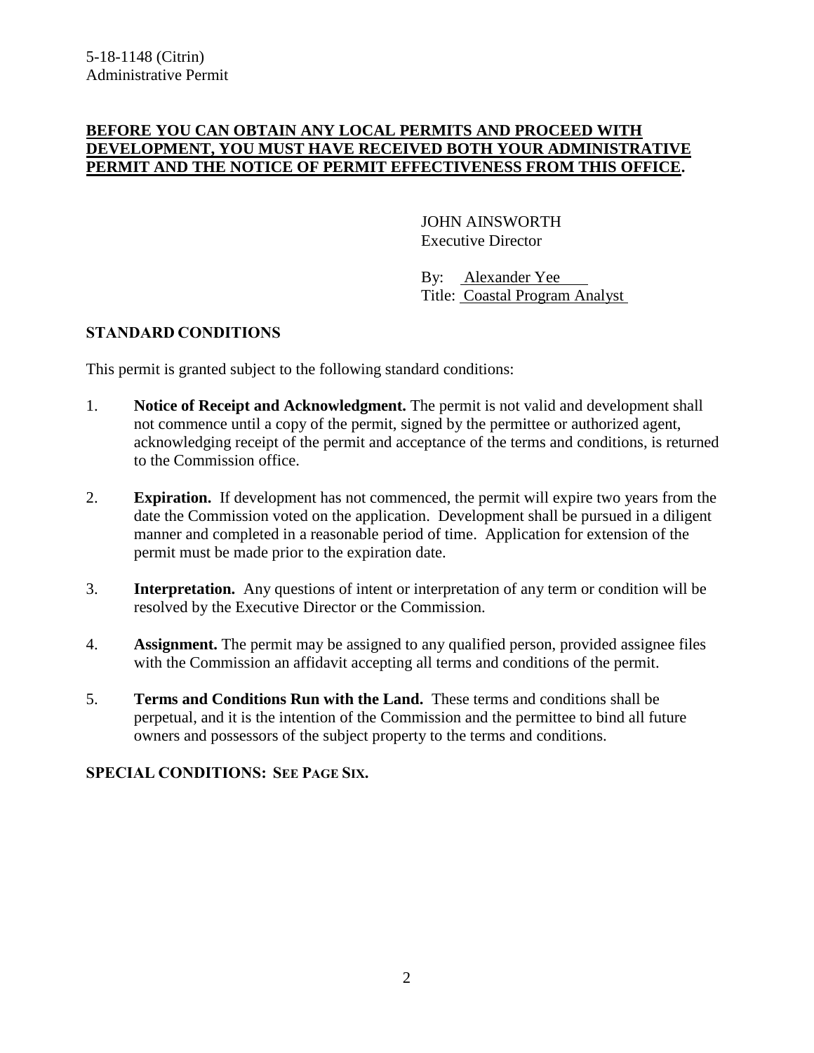**BEFORE YOU CAN OBTAIN ANY LOCAL PERMITS AND PROCEED WITH DEVELOPMENT, YOU MUST HAVE RECEIVED BOTH YOUR ADMINISTRATIVE PERMIT AND THE NOTICE OF PERMIT EFFECTIVENESS FROM THIS OFFICE.**

JOHN AINSWORTH
Executive Director

By: Alexander Yee
Title: Coastal Program Analyst

## STANDARD CONDITIONS

This permit is granted subject to the following standard conditions:

1. **Notice of Receipt and Acknowledgment.** The permit is not valid and development shall not commence until a copy of the permit, signed by the permittee or authorized agent, acknowledging receipt of the permit and acceptance of the terms and conditions, is returned to the Commission office.

2. **Expiration.** If development has not commenced, the permit will expire two years from the date the Commission voted on the application. Development shall be pursued in a diligent manner and completed in a reasonable period of time. Application for extension of the permit must be made prior to the expiration date.

3. **Interpretation.** Any questions of intent or interpretation of any term or condition will be resolved by the Executive Director or the Commission.

4. **Assignment.** The permit may be assigned to any qualified person, provided assignee files with the Commission an affidavit accepting all terms and conditions of the permit.

5. **Terms and Conditions Run with the Land.** These terms and conditions shall be perpetual, and it is the intention of the Commission and the permittee to bind all future owners and possessors of the subject property to the terms and conditions.

**SPECIAL CONDITIONS: SEE PAGE SIX.**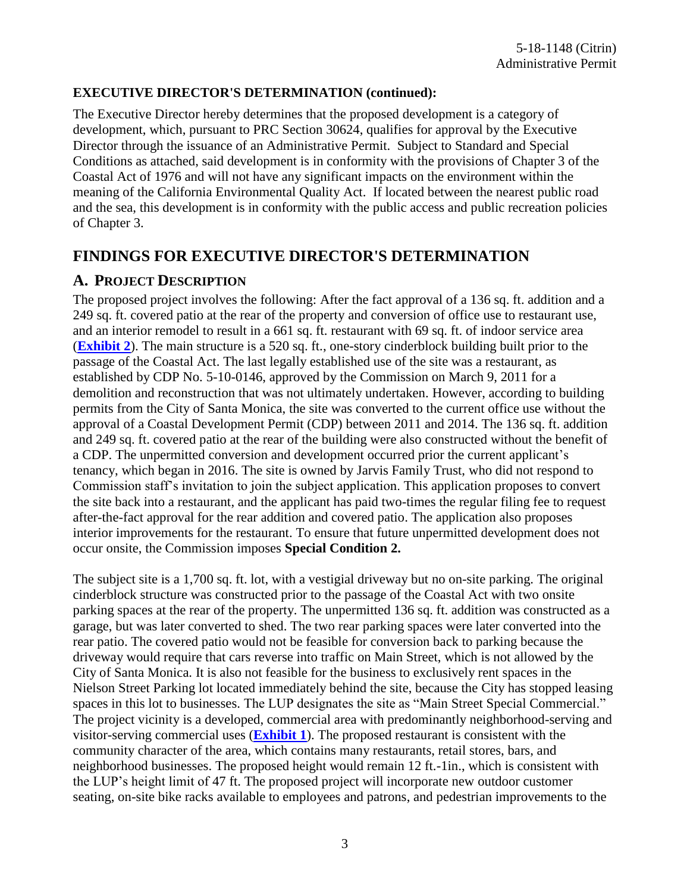**EXECUTIVE DIRECTOR'S DETERMINATION (continued):**

The Executive Director hereby determines that the proposed development is a category of development, which, pursuant to PRC Section 30624, qualifies for approval by the Executive Director through the issuance of an Administrative Permit. Subject to Standard and Special Conditions as attached, said development is in conformity with the provisions of Chapter 3 of the Coastal Act of 1976 and will not have any significant impacts on the environment within the meaning of the California Environmental Quality Act. If located between the nearest public road and the sea, this development is in conformity with the public access and public recreation policies of Chapter 3.

# FINDINGS FOR EXECUTIVE DIRECTOR'S DETERMINATION

## A. PROJECT DESCRIPTION

The proposed project involves the following: After the fact approval of a 136 sq. ft. addition and a 249 sq. ft. covered patio at the rear of the property and conversion of office use to restaurant use, and an interior remodel to result in a 661 sq. ft. restaurant with 69 sq. ft. of indoor service area (**Exhibit 2**). The main structure is a 520 sq. ft., one-story cinderblock building built prior to the passage of the Coastal Act. The last legally established use of the site was a restaurant, as established by CDP No. 5-10-0146, approved by the Commission on March 9, 2011 for a demolition and reconstruction that was not ultimately undertaken. However, according to building permits from the City of Santa Monica, the site was converted to the current office use without the approval of a Coastal Development Permit (CDP) between 2011 and 2014. The 136 sq. ft. addition and 249 sq. ft. covered patio at the rear of the building were also constructed without the benefit of a CDP. The unpermitted conversion and development occurred prior the current applicant's tenancy, which began in 2016. The site is owned by Jarvis Family Trust, who did not respond to Commission staff's invitation to join the subject application. This application proposes to convert the site back into a restaurant, and the applicant has paid two-times the regular filing fee to request after-the-fact approval for the rear addition and covered patio. The application also proposes interior improvements for the restaurant. To ensure that future unpermitted development does not occur onsite, the Commission imposes **Special Condition 2.**

The subject site is a 1,700 sq. ft. lot, with a vestigial driveway but no on-site parking. The original cinderblock structure was constructed prior to the passage of the Coastal Act with two onsite parking spaces at the rear of the property. The unpermitted 136 sq. ft. addition was constructed as a garage, but was later converted to shed. The two rear parking spaces were later converted into the rear patio. The covered patio would not be feasible for conversion back to parking because the driveway would require that cars reverse into traffic on Main Street, which is not allowed by the City of Santa Monica. It is also not feasible for the business to exclusively rent spaces in the Nielson Street Parking lot located immediately behind the site, because the City has stopped leasing spaces in this lot to businesses. The LUP designates the site as "Main Street Special Commercial." The project vicinity is a developed, commercial area with predominantly neighborhood-serving and visitor-serving commercial uses (**Exhibit 1**). The proposed restaurant is consistent with the community character of the area, which contains many restaurants, retail stores, bars, and neighborhood businesses. The proposed height would remain 12 ft.-1in., which is consistent with the LUP's height limit of 47 ft. The proposed project will incorporate new outdoor customer seating, on-site bike racks available to employees and patrons, and pedestrian improvements to the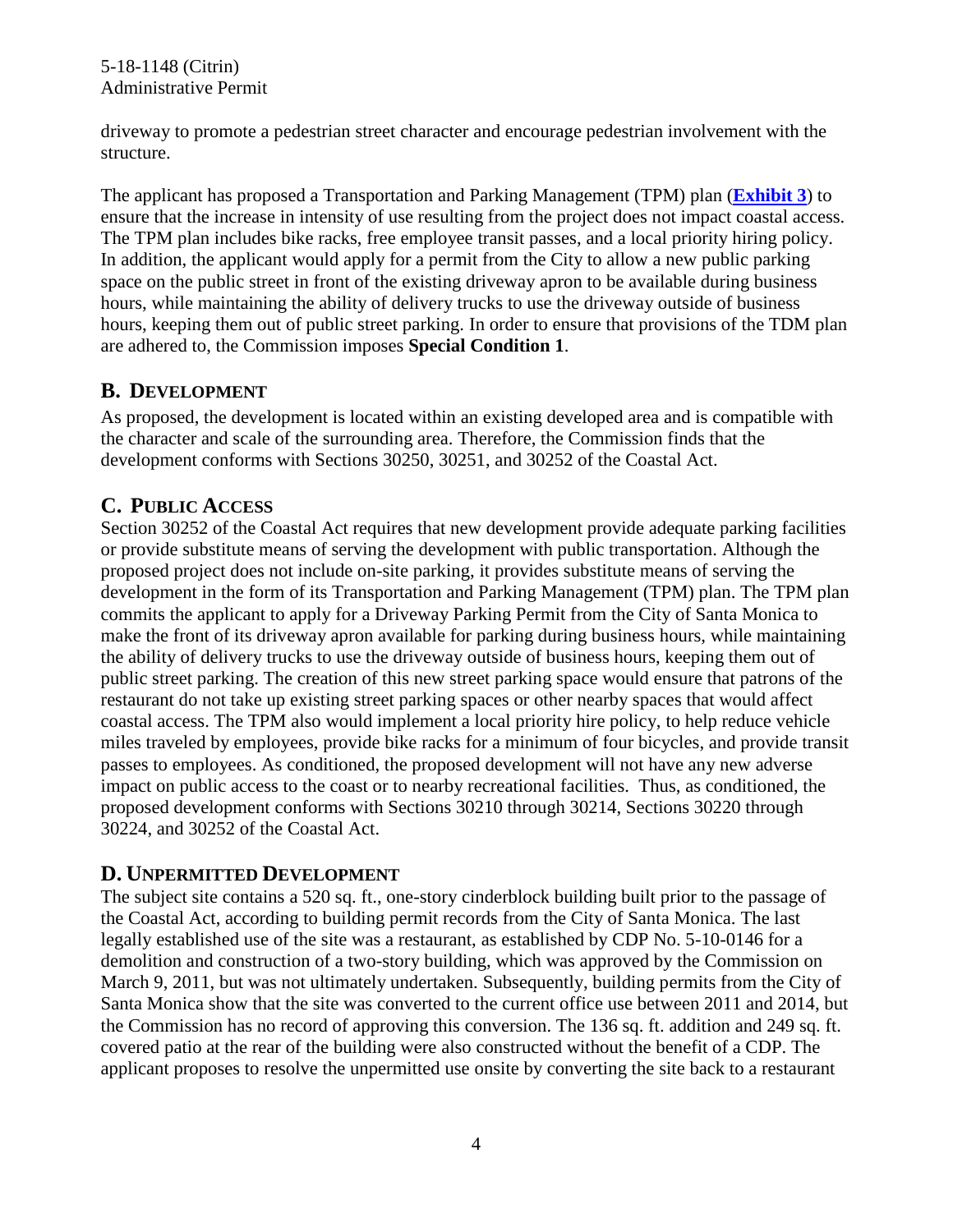driveway to promote a pedestrian street character and encourage pedestrian involvement with the structure.

The applicant has proposed a Transportation and Parking Management (TPM) plan (**Exhibit 3**) to ensure that the increase in intensity of use resulting from the project does not impact coastal access. The TPM plan includes bike racks, free employee transit passes, and a local priority hiring policy. In addition, the applicant would apply for a permit from the City to allow a new public parking space on the public street in front of the existing driveway apron to be available during business hours, while maintaining the ability of delivery trucks to use the driveway outside of business hours, keeping them out of public street parking. In order to ensure that provisions of the TDM plan are adhered to, the Commission imposes **Special Condition 1**.

## B. DEVELOPMENT

As proposed, the development is located within an existing developed area and is compatible with the character and scale of the surrounding area. Therefore, the Commission finds that the development conforms with Sections 30250, 30251, and 30252 of the Coastal Act.

## C. PUBLIC ACCESS

Section 30252 of the Coastal Act requires that new development provide adequate parking facilities or provide substitute means of serving the development with public transportation. Although the proposed project does not include on-site parking, it provides substitute means of serving the development in the form of its Transportation and Parking Management (TPM) plan. The TPM plan commits the applicant to apply for a Driveway Parking Permit from the City of Santa Monica to make the front of its driveway apron available for parking during business hours, while maintaining the ability of delivery trucks to use the driveway outside of business hours, keeping them out of public street parking. The creation of this new street parking space would ensure that patrons of the restaurant do not take up existing street parking spaces or other nearby spaces that would affect coastal access. The TPM also would implement a local priority hire policy, to help reduce vehicle miles traveled by employees, provide bike racks for a minimum of four bicycles, and provide transit passes to employees. As conditioned, the proposed development will not have any new adverse impact on public access to the coast or to nearby recreational facilities. Thus, as conditioned, the proposed development conforms with Sections 30210 through 30214, Sections 30220 through 30224, and 30252 of the Coastal Act.

## D. UNPERMITTED DEVELOPMENT

The subject site contains a 520 sq. ft., one-story cinderblock building built prior to the passage of the Coastal Act, according to building permit records from the City of Santa Monica. The last legally established use of the site was a restaurant, as established by CDP No. 5-10-0146 for a demolition and construction of a two-story building, which was approved by the Commission on March 9, 2011, but was not ultimately undertaken. Subsequently, building permits from the City of Santa Monica show that the site was converted to the current office use between 2011 and 2014, but the Commission has no record of approving this conversion. The 136 sq. ft. addition and 249 sq. ft. covered patio at the rear of the building were also constructed without the benefit of a CDP. The applicant proposes to resolve the unpermitted use onsite by converting the site back to a restaurant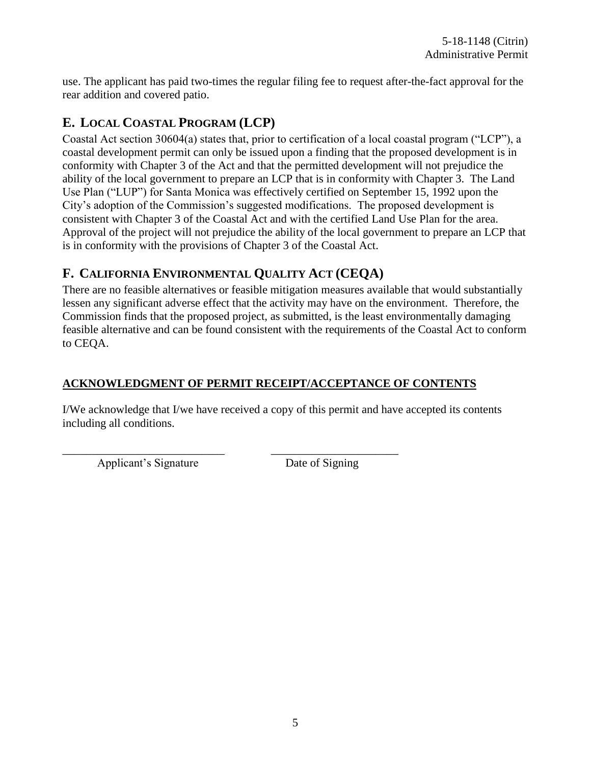use. The applicant has paid two-times the regular filing fee to request after-the-fact approval for the rear addition and covered patio.

## E. LOCAL COASTAL PROGRAM (LCP)

Coastal Act section 30604(a) states that, prior to certification of a local coastal program ("LCP"), a coastal development permit can only be issued upon a finding that the proposed development is in conformity with Chapter 3 of the Act and that the permitted development will not prejudice the ability of the local government to prepare an LCP that is in conformity with Chapter 3. The Land Use Plan ("LUP") for Santa Monica was effectively certified on September 15, 1992 upon the City's adoption of the Commission's suggested modifications. The proposed development is consistent with Chapter 3 of the Coastal Act and with the certified Land Use Plan for the area. Approval of the project will not prejudice the ability of the local government to prepare an LCP that is in conformity with the provisions of Chapter 3 of the Coastal Act.

## F. CALIFORNIA ENVIRONMENTAL QUALITY ACT (CEQA)

There are no feasible alternatives or feasible mitigation measures available that would substantially lessen any significant adverse effect that the activity may have on the environment. Therefore, the Commission finds that the proposed project, as submitted, is the least environmentally damaging feasible alternative and can be found consistent with the requirements of the Coastal Act to conform to CEQA.

**ACKNOWLEDGMENT OF PERMIT RECEIPT/ACCEPTANCE OF CONTENTS**

I/We acknowledge that I/we have received a copy of this permit and have accepted its contents including all conditions.

\_\_\_\_\_\_\_\_\_\_\_\_\_\_\_\_\_\_\_\_\_\_\_\_\_\_\_\_ \_\_\_\_\_\_\_\_\_\_\_\_\_\_\_\_\_\_\_\_\_\_

Applicant's Signature Date of Signing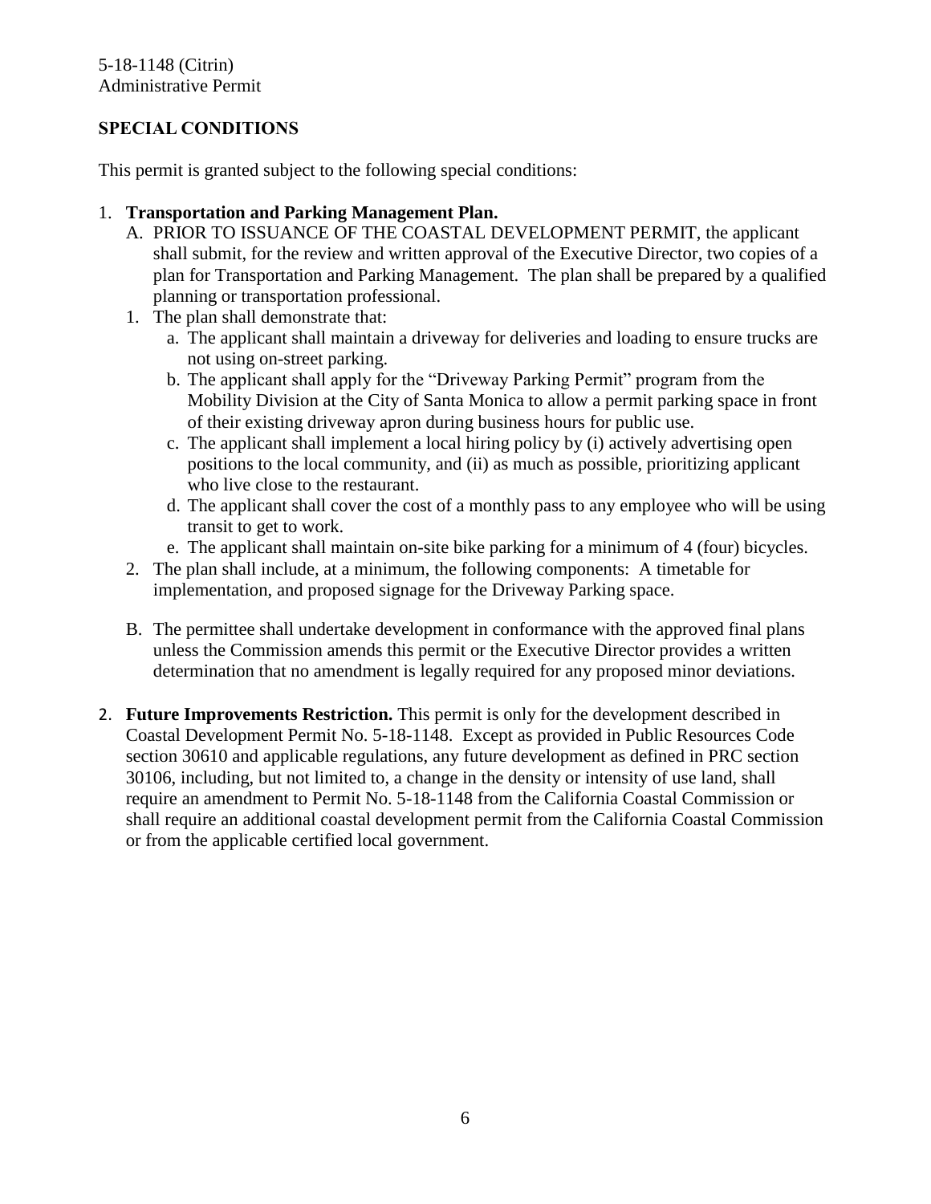## SPECIAL CONDITIONS

This permit is granted subject to the following special conditions:

1. **Transportation and Parking Management Plan.**
   A. PRIOR TO ISSUANCE OF THE COASTAL DEVELOPMENT PERMIT, the applicant shall submit, for the review and written approval of the Executive Director, two copies of a plan for Transportation and Parking Management. The plan shall be prepared by a qualified planning or transportation professional.
   1. The plan shall demonstrate that:
      a. The applicant shall maintain a driveway for deliveries and loading to ensure trucks are not using on-street parking.
      b. The applicant shall apply for the "Driveway Parking Permit" program from the Mobility Division at the City of Santa Monica to allow a permit parking space in front of their existing driveway apron during business hours for public use.
      c. The applicant shall implement a local hiring policy by (i) actively advertising open positions to the local community, and (ii) as much as possible, prioritizing applicant who live close to the restaurant.
      d. The applicant shall cover the cost of a monthly pass to any employee who will be using transit to get to work.
      e. The applicant shall maintain on-site bike parking for a minimum of 4 (four) bicycles.
   2. The plan shall include, at a minimum, the following components: A timetable for implementation, and proposed signage for the Driveway Parking space.

   B. The permittee shall undertake development in conformance with the approved final plans unless the Commission amends this permit or the Executive Director provides a written determination that no amendment is legally required for any proposed minor deviations.

2. **Future Improvements Restriction.** This permit is only for the development described in Coastal Development Permit No. 5-18-1148. Except as provided in Public Resources Code section 30610 and applicable regulations, any future development as defined in PRC section 30106, including, but not limited to, a change in the density or intensity of use land, shall require an amendment to Permit No. 5-18-1148 from the California Coastal Commission or shall require an additional coastal development permit from the California Coastal Commission or from the applicable certified local government.